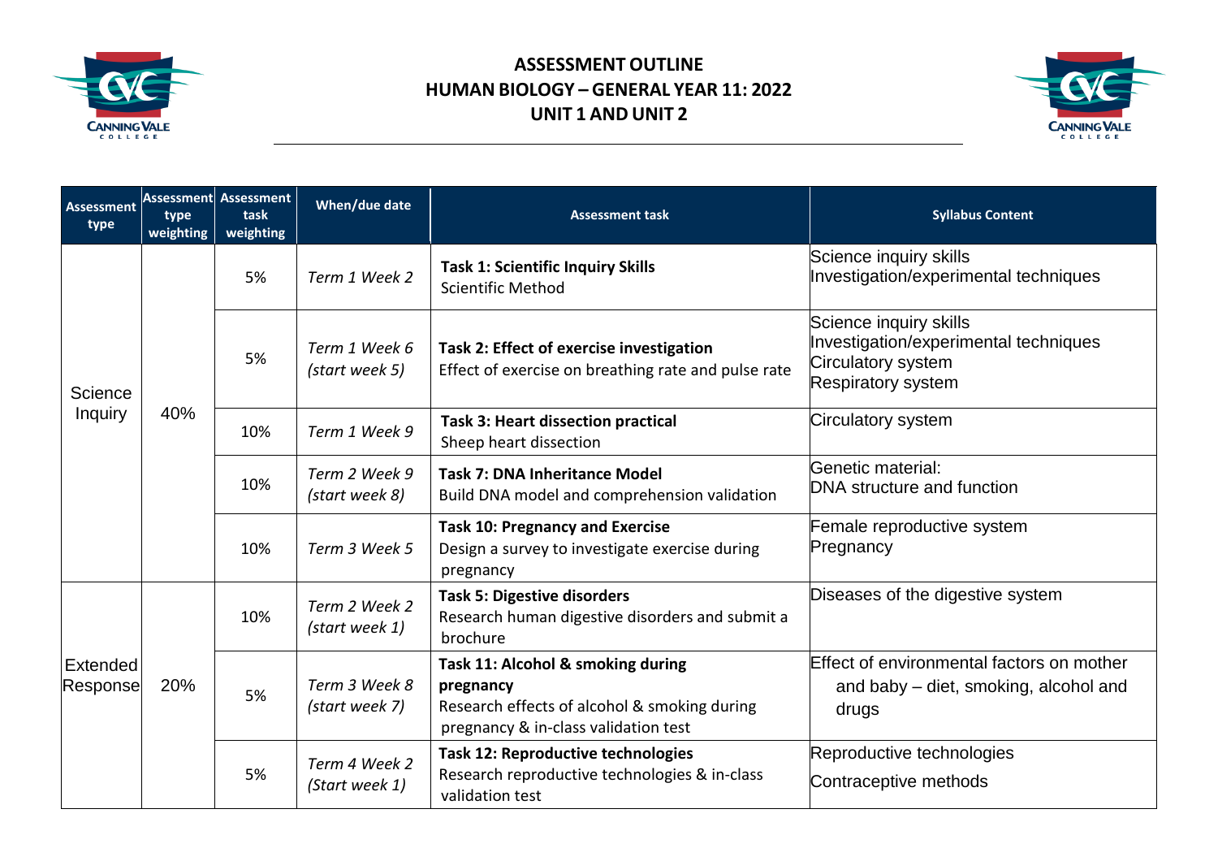# ASSESSMENT OUTLINE
## HUMAN BIOLOGY – GENERAL YEAR 11: 2022
## UNIT 1 AND UNIT 2

| Assessment type | Assessment type weighting | Assessment task weighting | When/due date | Assessment task | Syllabus Content |
|---|---|---|---|---|---|
| Science Inquiry | 40% | 5% | *Term 1 Week 2* | **Task 1: Scientific Inquiry Skills**<br>Scientific Method | Science inquiry skills<br>Investigation/experimental techniques |
| | | 5% | *Term 1 Week 6 (start week 5)* | **Task 2: Effect of exercise investigation**<br>Effect of exercise on breathing rate and pulse rate | Science inquiry skills<br>Investigation/experimental techniques<br>Circulatory system<br>Respiratory system |
| | | 10% | *Term 1 Week 9* | **Task 3: Heart dissection practical**<br>Sheep heart dissection | Circulatory system |
| | | 10% | *Term 2 Week 9 (start week 8)* | **Task 7: DNA Inheritance Model**<br>Build DNA model and comprehension validation | Genetic material:<br>DNA structure and function |
| | | 10% | *Term 3 Week 5* | **Task 10: Pregnancy and Exercise**<br>Design a survey to investigate exercise during pregnancy | Female reproductive system<br>Pregnancy |
| Extended Response | 20% | 10% | *Term 2 Week 2 (start week 1)* | **Task 5: Digestive disorders**<br>Research human digestive disorders and submit a brochure | Diseases of the digestive system |
| | | 5% | *Term 3 Week 8 (start week 7)* | **Task 11: Alcohol & smoking during pregnancy**<br>Research effects of alcohol & smoking during pregnancy & in-class validation test | Effect of environmental factors on mother and baby – diet, smoking, alcohol and drugs |
| | | 5% | *Term 4 Week 2 (Start week 1)* | **Task 12: Reproductive technologies**<br>Research reproductive technologies & in-class validation test | Reproductive technologies<br>Contraceptive methods |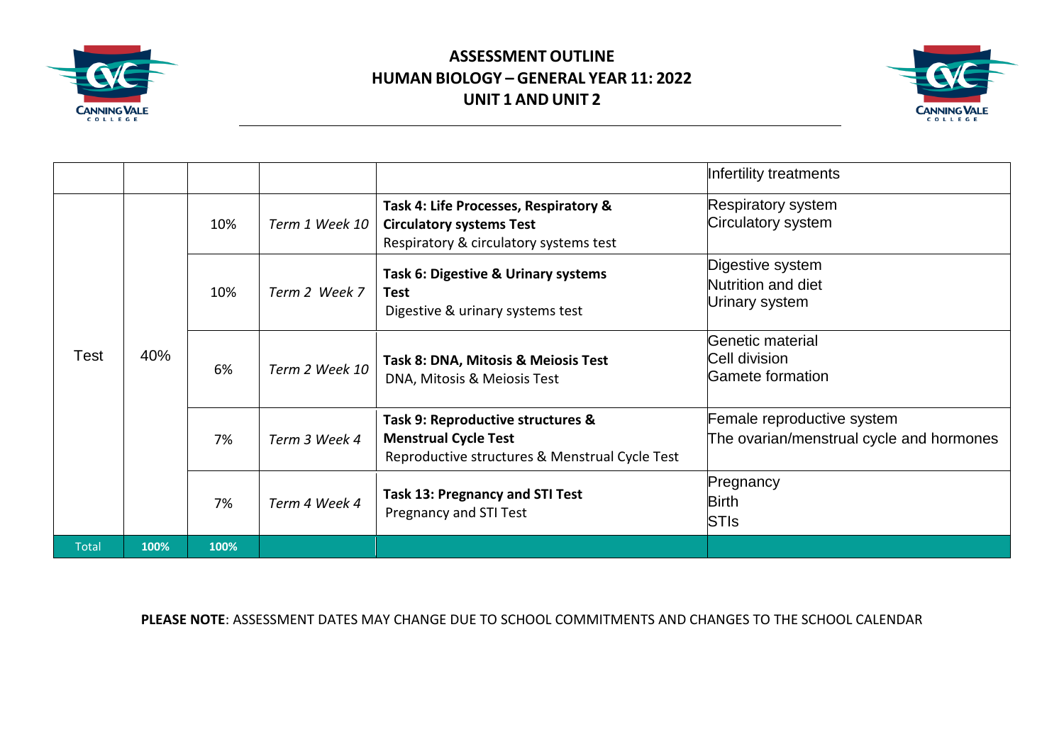**ASSESSMENT OUTLINE**
**HUMAN BIOLOGY – GENERAL YEAR 11: 2022**
**UNIT 1 AND UNIT 2**

| | | | | | |
|---|---|---|---|---|---|
| | | | | | Infertility treatments |
| Test | 40% | 10% | *Term 1 Week 10* | **Task 4: Life Processes, Respiratory & Circulatory systems Test**<br>Respiratory & circulatory systems test | Respiratory system<br>Circulatory system |
| | | 10% | *Term 2 Week 7* | **Task 6: Digestive & Urinary systems Test**<br>Digestive & urinary systems test | Digestive system<br>Nutrition and diet<br>Urinary system |
| | | 6% | *Term 2 Week 10* | **Task 8: DNA, Mitosis & Meiosis Test**<br>DNA, Mitosis & Meiosis Test | Genetic material<br>Cell division<br>Gamete formation |
| | | 7% | *Term 3 Week 4* | **Task 9: Reproductive structures & Menstrual Cycle Test**<br>Reproductive structures & Menstrual Cycle Test | Female reproductive system<br>The ovarian/menstrual cycle and hormones |
| | | 7% | *Term 4 Week 4* | **Task 13: Pregnancy and STI Test**<br>Pregnancy and STI Test | Pregnancy<br>Birth<br>STIs |
| Total | **100%** | **100%** | | | |

**PLEASE NOTE**: ASSESSMENT DATES MAY CHANGE DUE TO SCHOOL COMMITMENTS AND CHANGES TO THE SCHOOL CALENDAR